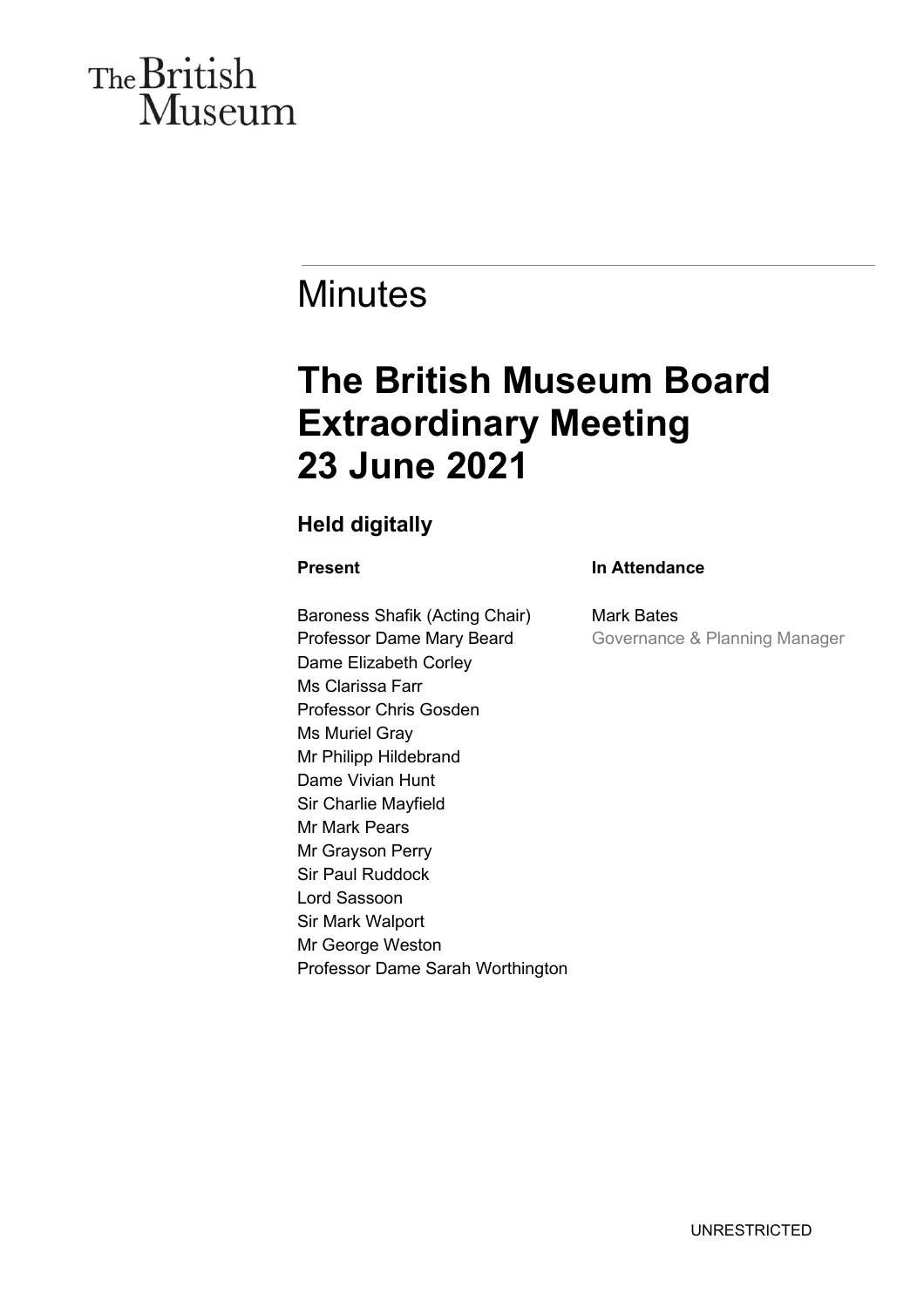The British Museum

# Minutes

## The British Museum Board Extraordinary Meeting 23 June 2021

### Held digitally

**Present**

Baroness Shafik (Acting Chair)
Professor Dame Mary Beard
Dame Elizabeth Corley
Ms Clarissa Farr
Professor Chris Gosden
Ms Muriel Gray
Mr Philipp Hildebrand
Dame Vivian Hunt
Sir Charlie Mayfield
Mr Mark Pears
Mr Grayson Perry
Sir Paul Ruddock
Lord Sassoon
Sir Mark Walport
Mr George Weston
Professor Dame Sarah Worthington

**In Attendance**

Mark Bates
Governance & Planning Manager

UNRESTRICTED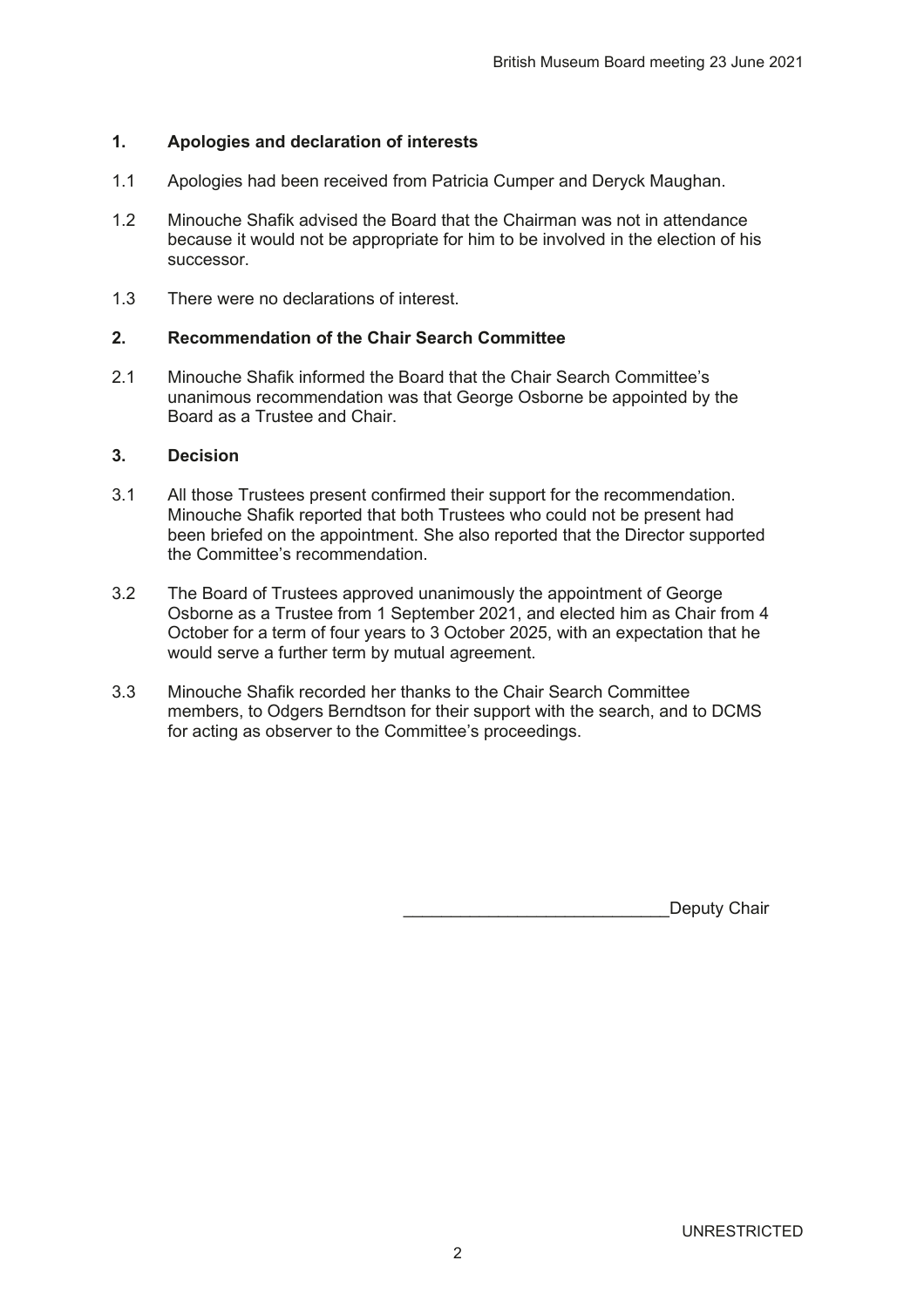## 1. Apologies and declaration of interests

1.1 Apologies had been received from Patricia Cumper and Deryck Maughan.

1.2 Minouche Shafik advised the Board that the Chairman was not in attendance because it would not be appropriate for him to be involved in the election of his successor.

1.3 There were no declarations of interest.

## 2. Recommendation of the Chair Search Committee

2.1 Minouche Shafik informed the Board that the Chair Search Committee's unanimous recommendation was that George Osborne be appointed by the Board as a Trustee and Chair.

## 3. Decision

3.1 All those Trustees present confirmed their support for the recommendation. Minouche Shafik reported that both Trustees who could not be present had been briefed on the appointment. She also reported that the Director supported the Committee's recommendation.

3.2 The Board of Trustees approved unanimously the appointment of George Osborne as a Trustee from 1 September 2021, and elected him as Chair from 4 October for a term of four years to 3 October 2025, with an expectation that he would serve a further term by mutual agreement.

3.3 Minouche Shafik recorded her thanks to the Chair Search Committee members, to Odgers Berndtson for their support with the search, and to DCMS for acting as observer to the Committee's proceedings.

___________________________Deputy Chair

UNRESTRICTED